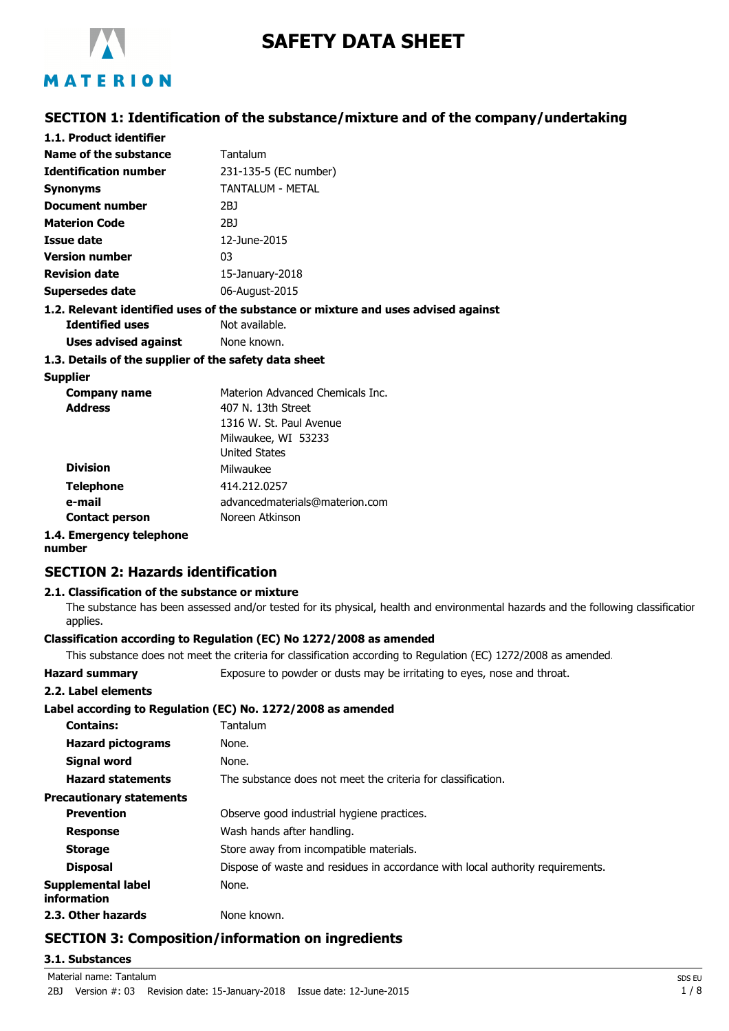# SAFETY DATA SHEET

## SECTION 1: Identification of the substance/mixture and of the company/undertaking

### 1.1. Product identifier

| | |
|---|---|
| **Name of the substance** | Tantalum |
| **Identification number** | 231-135-5 (EC number) |
| **Synonyms** | TANTALUM - METAL |
| **Document number** | 2BJ |
| **Materion Code** | 2BJ |
| **Issue date** | 12-June-2015 |
| **Version number** | 03 |
| **Revision date** | 15-January-2018 |
| **Supersedes date** | 06-August-2015 |

### 1.2. Relevant identified uses of the substance or mixture and uses advised against

| | |
|---|---|
| **Identified uses** | Not available. |
| **Uses advised against** | None known. |

### 1.3. Details of the supplier of the safety data sheet

**Supplier**

| | |
|---|---|
| **Company name** | Materion Advanced Chemicals Inc. |
| **Address** | 407 N. 13th Street<br>1316 W. St. Paul Avenue<br>Milwaukee, WI 53233<br>United States |
| **Division** | Milwaukee |
| **Telephone** | 414.212.0257 |
| **e-mail** | advancedmaterials@materion.com |
| **Contact person** | Noreen Atkinson |

### 1.4. Emergency telephone number

## SECTION 2: Hazards identification

### 2.1. Classification of the substance or mixture

The substance has been assessed and/or tested for its physical, health and environmental hazards and the following classification applies.

**Classification according to Regulation (EC) No 1272/2008 as amended**

This substance does not meet the criteria for classification according to Regulation (EC) 1272/2008 as amended.

**Hazard summary** Exposure to powder or dusts may be irritating to eyes, nose and throat.

### 2.2. Label elements

**Label according to Regulation (EC) No. 1272/2008 as amended**

| | |
|---|---|
| **Contains:** | Tantalum |
| **Hazard pictograms** | None. |
| **Signal word** | None. |
| **Hazard statements** | The substance does not meet the criteria for classification. |

**Precautionary statements**

| | |
|---|---|
| **Prevention** | Observe good industrial hygiene practices. |
| **Response** | Wash hands after handling. |
| **Storage** | Store away from incompatible materials. |
| **Disposal** | Dispose of waste and residues in accordance with local authority requirements. |
| **Supplemental label information** | None. |

### 2.3. Other hazards

None known.

## SECTION 3: Composition/information on ingredients

### 3.1. Substances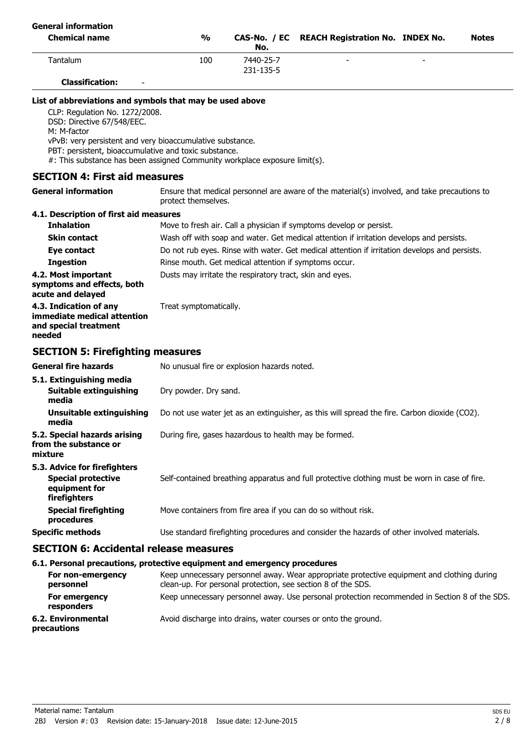**General information**

| Chemical name | % | CAS-No. / EC No. | REACH Registration No. | INDEX No. | Notes |
| --- | --- | --- | --- | --- | --- |
| Tantalum | 100 | 7440-25-7<br>231-135-5 | - | - | |
| **Classification:** | - | | | | |

**List of abbreviations and symbols that may be used above**

CLP: Regulation No. 1272/2008.
DSD: Directive 67/548/EEC.
M: M-factor
vPvB: very persistent and very bioaccumulative substance.
PBT: persistent, bioaccumulative and toxic substance.
#: This substance has been assigned Community workplace exposure limit(s).

## SECTION 4: First aid measures

**General information** — Ensure that medical personnel are aware of the material(s) involved, and take precautions to protect themselves.

### 4.1. Description of first aid measures

**Inhalation** — Move to fresh air. Call a physician if symptoms develop or persist.

**Skin contact** — Wash off with soap and water. Get medical attention if irritation develops and persists.

**Eye contact** — Do not rub eyes. Rinse with water. Get medical attention if irritation develops and persists.

**Ingestion** — Rinse mouth. Get medical attention if symptoms occur.

**4.2. Most important symptoms and effects, both acute and delayed** — Dusts may irritate the respiratory tract, skin and eyes.

**4.3. Indication of any immediate medical attention and special treatment needed** — Treat symptomatically.

## SECTION 5: Firefighting measures

**General fire hazards** — No unusual fire or explosion hazards noted.

### 5.1. Extinguishing media

**Suitable extinguishing media** — Dry powder. Dry sand.

**Unsuitable extinguishing media** — Do not use water jet as an extinguisher, as this will spread the fire. Carbon dioxide ($CO_2$).

**5.2. Special hazards arising from the substance or mixture** — During fire, gases hazardous to health may be formed.

### 5.3. Advice for firefighters

**Special protective equipment for firefighters** — Self-contained breathing apparatus and full protective clothing must be worn in case of fire.

**Special firefighting procedures** — Move containers from fire area if you can do so without risk.

**Specific methods** — Use standard firefighting procedures and consider the hazards of other involved materials.

## SECTION 6: Accidental release measures

### 6.1. Personal precautions, protective equipment and emergency procedures

**For non-emergency personnel** — Keep unnecessary personnel away. Wear appropriate protective equipment and clothing during clean-up. For personal protection, see section 8 of the SDS.

**For emergency responders** — Keep unnecessary personnel away. Use personal protection recommended in Section 8 of the SDS.

**6.2. Environmental precautions** — Avoid discharge into drains, water courses or onto the ground.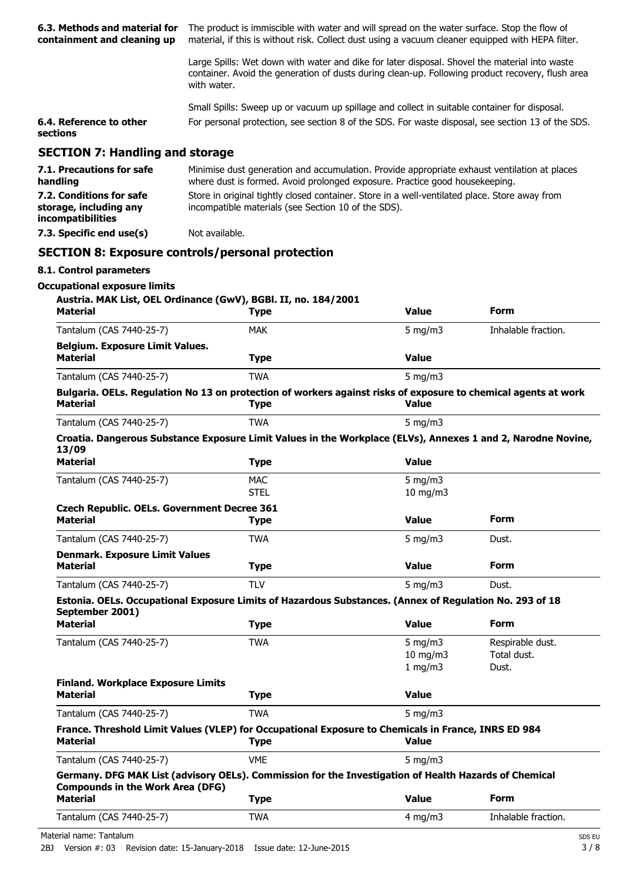| | |
|---|---|
| **6.3. Methods and material for containment and cleaning up** | The product is immiscible with water and will spread on the water surface. Stop the flow of material, if this is without risk. Collect dust using a vacuum cleaner equipped with HEPA filter. |
| | Large Spills: Wet down with water and dike for later disposal. Shovel the material into waste container. Avoid the generation of dusts during clean-up. Following product recovery, flush area with water. |
| | Small Spills: Sweep up or vacuum up spillage and collect in suitable container for disposal. |
| **6.4. Reference to other sections** | For personal protection, see section 8 of the SDS. For waste disposal, see section 13 of the SDS. |

## SECTION 7: Handling and storage

| | |
|---|---|
| **7.1. Precautions for safe handling** | Minimise dust generation and accumulation. Provide appropriate exhaust ventilation at places where dust is formed. Avoid prolonged exposure. Practice good housekeeping. |
| **7.2. Conditions for safe storage, including any incompatibilities** | Store in original tightly closed container. Store in a well-ventilated place. Store away from incompatible materials (see Section 10 of the SDS). |
| **7.3. Specific end use(s)** | Not available. |

## SECTION 8: Exposure controls/personal protection

### 8.1. Control parameters

**Occupational exposure limits**

**Austria. MAK List, OEL Ordinance (GwV), BGBl. II, no. 184/2001**

| Material | Type | Value | Form |
|---|---|---|---|
| Tantalum (CAS 7440-25-7) | MAK | 5 mg/m3 | Inhalable fraction. |

**Belgium. Exposure Limit Values.**

| Material | Type | Value |
|---|---|---|
| Tantalum (CAS 7440-25-7) | TWA | 5 mg/m3 |

**Bulgaria. OELs. Regulation No 13 on protection of workers against risks of exposure to chemical agents at work**

| Material | Type | Value |
|---|---|---|
| Tantalum (CAS 7440-25-7) | TWA | 5 mg/m3 |

**Croatia. Dangerous Substance Exposure Limit Values in the Workplace (ELVs), Annexes 1 and 2, Narodne Novine, 13/09**

| Material | Type | Value |
|---|---|---|
| Tantalum (CAS 7440-25-7) | MAC | 5 mg/m3 |
| | STEL | 10 mg/m3 |

**Czech Republic. OELs. Government Decree 361**

| Material | Type | Value | Form |
|---|---|---|---|
| Tantalum (CAS 7440-25-7) | TWA | 5 mg/m3 | Dust. |

**Denmark. Exposure Limit Values**

| Material | Type | Value | Form |
|---|---|---|---|
| Tantalum (CAS 7440-25-7) | TLV | 5 mg/m3 | Dust. |

**Estonia. OELs. Occupational Exposure Limits of Hazardous Substances. (Annex of Regulation No. 293 of 18 September 2001)**

| Material | Type | Value | Form |
|---|---|---|---|
| Tantalum (CAS 7440-25-7) | TWA | 5 mg/m3 | Respirable dust. |
| | | 10 mg/m3 | Total dust. |
| | | 1 mg/m3 | Dust. |

**Finland. Workplace Exposure Limits**

| Material | Type | Value |
|---|---|---|
| Tantalum (CAS 7440-25-7) | TWA | 5 mg/m3 |

**France. Threshold Limit Values (VLEP) for Occupational Exposure to Chemicals in France, INRS ED 984**

| Material | Type | Value |
|---|---|---|
| Tantalum (CAS 7440-25-7) | VME | 5 mg/m3 |

**Germany. DFG MAK List (advisory OELs). Commission for the Investigation of Health Hazards of Chemical Compounds in the Work Area (DFG)**

| Material | Type | Value | Form |
|---|---|---|---|
| Tantalum (CAS 7440-25-7) | TWA | 4 mg/m3 | Inhalable fraction. |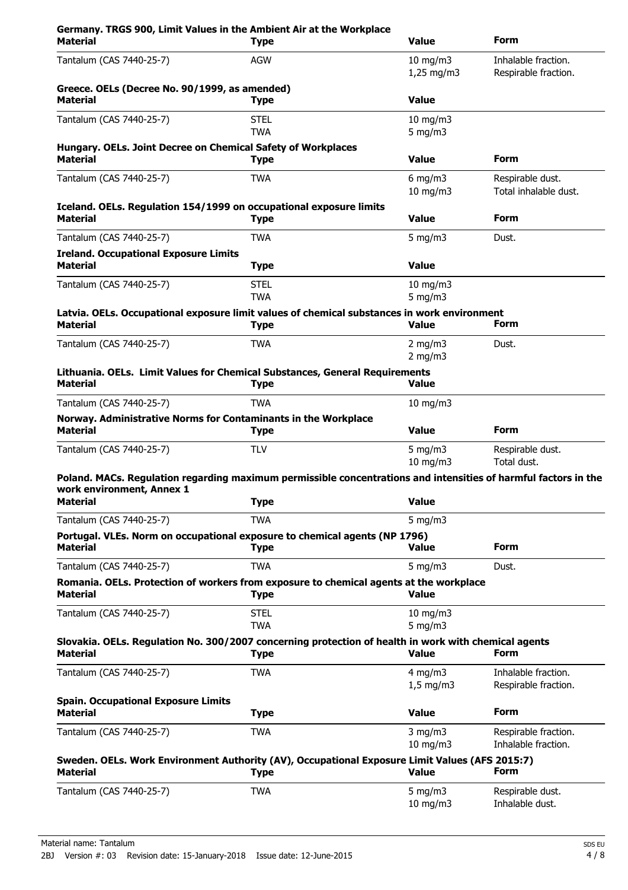**Germany. TRGS 900, Limit Values in the Ambient Air at the Workplace**

| Material | Type | Value | Form |
|---|---|---|---|
| Tantalum (CAS 7440-25-7) | AGW | 10 mg/m3 | Inhalable fraction. |
| | | 1,25 mg/m3 | Respirable fraction. |

**Greece. OELs (Decree No. 90/1999, as amended)**

| Material | Type | Value |
|---|---|---|
| Tantalum (CAS 7440-25-7) | STEL | 10 mg/m3 |
| | TWA | 5 mg/m3 |

**Hungary. OELs. Joint Decree on Chemical Safety of Workplaces**

| Material | Type | Value | Form |
|---|---|---|---|
| Tantalum (CAS 7440-25-7) | TWA | 6 mg/m3 | Respirable dust. |
| | | 10 mg/m3 | Total inhalable dust. |

**Iceland. OELs. Regulation 154/1999 on occupational exposure limits**

| Material | Type | Value | Form |
|---|---|---|---|
| Tantalum (CAS 7440-25-7) | TWA | 5 mg/m3 | Dust. |

**Ireland. Occupational Exposure Limits**

| Material | Type | Value |
|---|---|---|
| Tantalum (CAS 7440-25-7) | STEL | 10 mg/m3 |
| | TWA | 5 mg/m3 |

**Latvia. OELs. Occupational exposure limit values of chemical substances in work environment**

| Material | Type | Value | Form |
|---|---|---|---|
| Tantalum (CAS 7440-25-7) | TWA | 2 mg/m3 | Dust. |
| | | 2 mg/m3 | |

**Lithuania. OELs. Limit Values for Chemical Substances, General Requirements**

| Material | Type | Value |
|---|---|---|
| Tantalum (CAS 7440-25-7) | TWA | 10 mg/m3 |

**Norway. Administrative Norms for Contaminants in the Workplace**

| Material | Type | Value | Form |
|---|---|---|---|
| Tantalum (CAS 7440-25-7) | TLV | 5 mg/m3 | Respirable dust. |
| | | 10 mg/m3 | Total dust. |

**Poland. MACs. Regulation regarding maximum permissible concentrations and intensities of harmful factors in the work environment, Annex 1**

| Material | Type | Value |
|---|---|---|
| Tantalum (CAS 7440-25-7) | TWA | 5 mg/m3 |

**Portugal. VLEs. Norm on occupational exposure to chemical agents (NP 1796)**

| Material | Type | Value | Form |
|---|---|---|---|
| Tantalum (CAS 7440-25-7) | TWA | 5 mg/m3 | Dust. |

**Romania. OELs. Protection of workers from exposure to chemical agents at the workplace**

| Material | Type | Value |
|---|---|---|
| Tantalum (CAS 7440-25-7) | STEL | 10 mg/m3 |
| | TWA | 5 mg/m3 |

**Slovakia. OELs. Regulation No. 300/2007 concerning protection of health in work with chemical agents**

| Material | Type | Value | Form |
|---|---|---|---|
| Tantalum (CAS 7440-25-7) | TWA | 4 mg/m3 | Inhalable fraction. |
| | | 1,5 mg/m3 | Respirable fraction. |

**Spain. Occupational Exposure Limits**

| Material | Type | Value | Form |
|---|---|---|---|
| Tantalum (CAS 7440-25-7) | TWA | 3 mg/m3 | Respirable fraction. |
| | | 10 mg/m3 | Inhalable fraction. |

**Sweden. OELs. Work Environment Authority (AV), Occupational Exposure Limit Values (AFS 2015:7)**

| Material | Type | Value | Form |
|---|---|---|---|
| Tantalum (CAS 7440-25-7) | TWA | 5 mg/m3 | Respirable dust. |
| | | 10 mg/m3 | Inhalable dust. |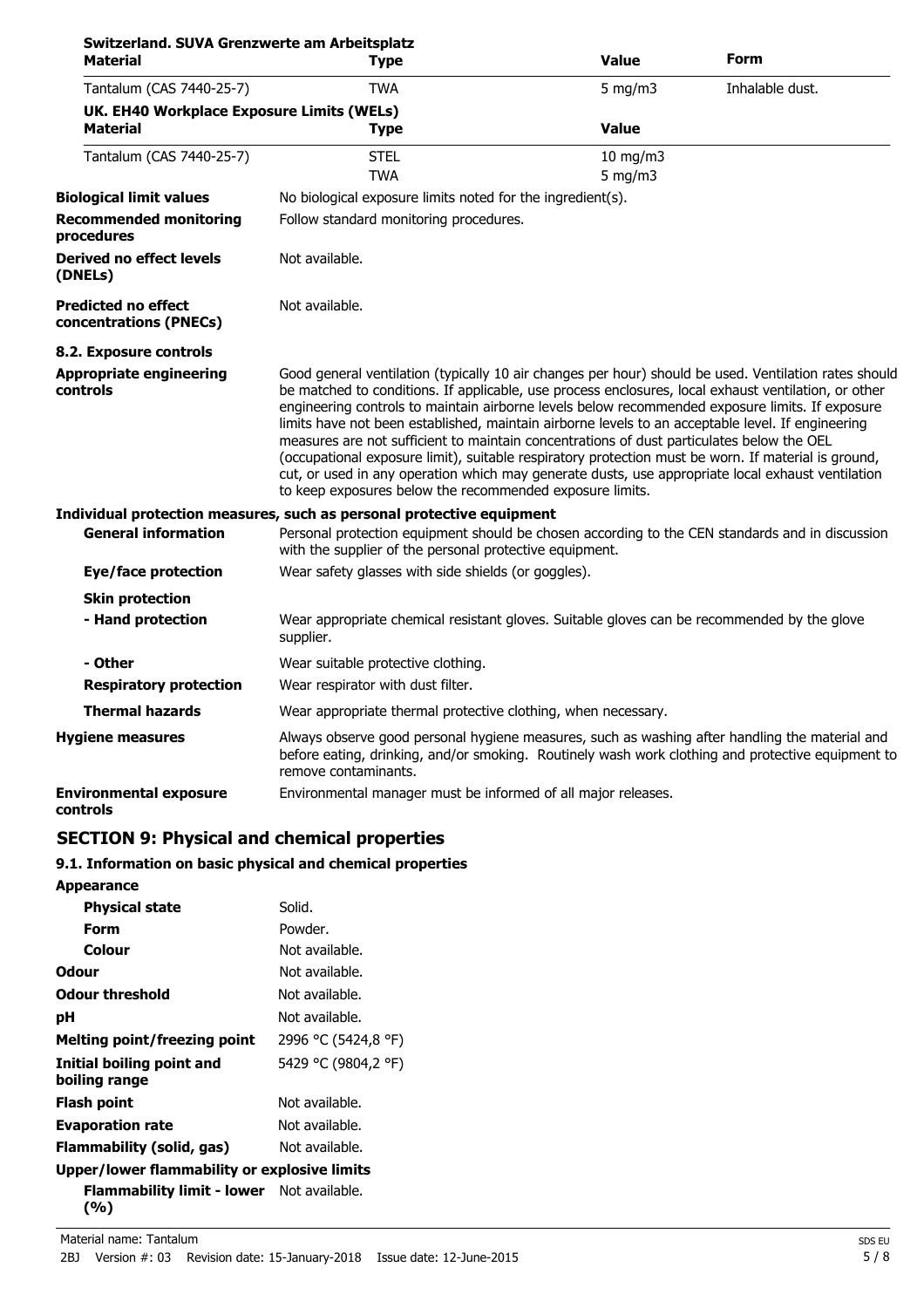**Switzerland. SUVA Grenzwerte am Arbeitsplatz**

| Material | Type | Value | Form |
| --- | --- | --- | --- |
| Tantalum (CAS 7440-25-7) | TWA | 5 mg/m3 | Inhalable dust. |

**UK. EH40 Workplace Exposure Limits (WELs)**

| Material | Type | Value |
| --- | --- | --- |
| Tantalum (CAS 7440-25-7) | STEL | 10 mg/m3 |
| | TWA | 5 mg/m3 |

**Biological limit values** No biological exposure limits noted for the ingredient(s).

**Recommended monitoring procedures** Follow standard monitoring procedures.

**Derived no effect levels (DNELs)** Not available.

**Predicted no effect concentrations (PNECs)** Not available.

### 8.2. Exposure controls

**Appropriate engineering controls** Good general ventilation (typically 10 air changes per hour) should be used. Ventilation rates should be matched to conditions. If applicable, use process enclosures, local exhaust ventilation, or other engineering controls to maintain airborne levels below recommended exposure limits. If exposure limits have not been established, maintain airborne levels to an acceptable level. If engineering measures are not sufficient to maintain concentrations of dust particulates below the OEL (occupational exposure limit), suitable respiratory protection must be worn. If material is ground, cut, or used in any operation which may generate dusts, use appropriate local exhaust ventilation to keep exposures below the recommended exposure limits.

**Individual protection measures, such as personal protective equipment**

**General information** Personal protection equipment should be chosen according to the CEN standards and in discussion with the supplier of the personal protective equipment.

**Eye/face protection** Wear safety glasses with side shields (or goggles).

**Skin protection**

**- Hand protection** Wear appropriate chemical resistant gloves. Suitable gloves can be recommended by the glove supplier.

**- Other** Wear suitable protective clothing.

**Respiratory protection** Wear respirator with dust filter.

**Thermal hazards** Wear appropriate thermal protective clothing, when necessary.

**Hygiene measures** Always observe good personal hygiene measures, such as washing after handling the material and before eating, drinking, and/or smoking. Routinely wash work clothing and protective equipment to remove contaminants.

**Environmental exposure controls** Environmental manager must be informed of all major releases.

## SECTION 9: Physical and chemical properties

### 9.1. Information on basic physical and chemical properties

**Appearance**

**Physical state** Solid.

**Form** Powder.

**Colour** Not available.

**Odour** Not available.

**Odour threshold** Not available.

**pH** Not available.

**Melting point/freezing point** 2996 °C (5424,8 °F)

**Initial boiling point and boiling range** 5429 °C (9804,2 °F)

**Flash point** Not available.

**Evaporation rate** Not available.

**Flammability (solid, gas)** Not available.

**Upper/lower flammability or explosive limits**

**Flammability limit - lower (%)** Not available.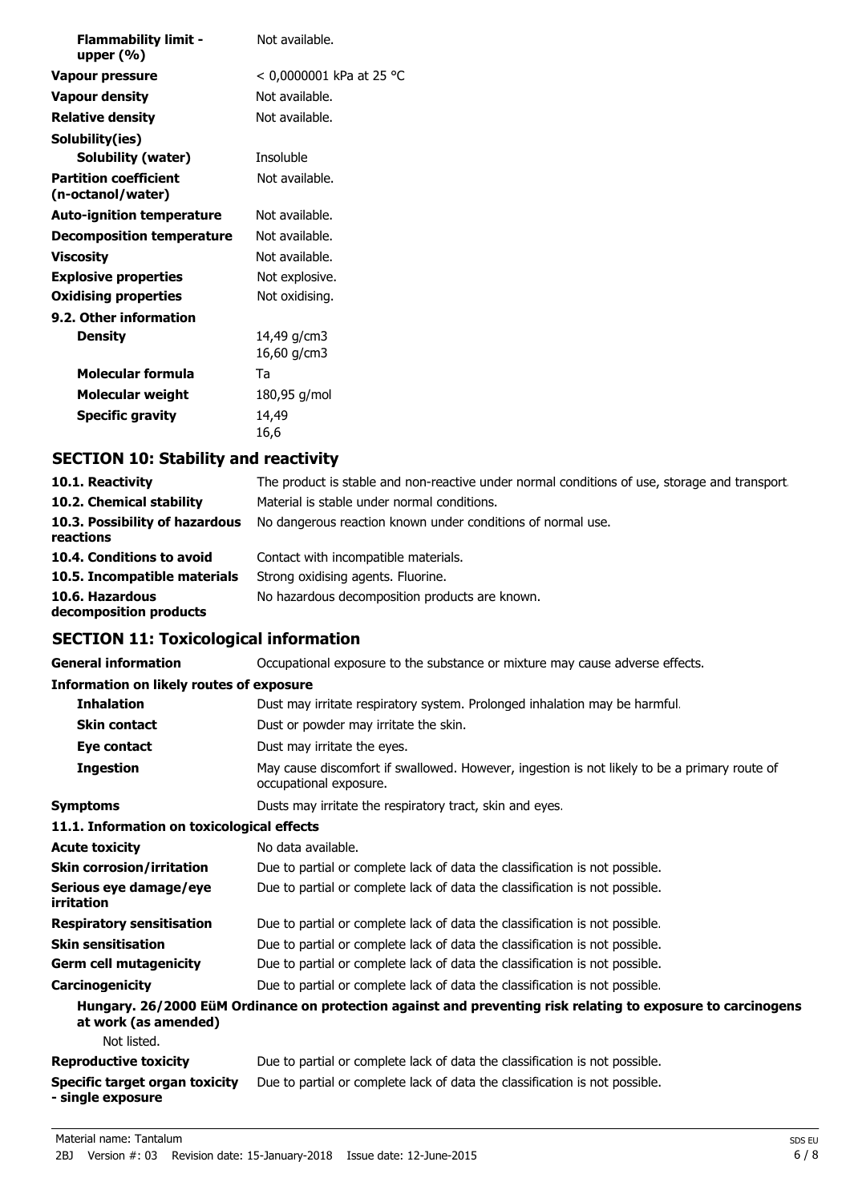| | |
|---|---|
| **Flammability limit - upper (%)** | Not available. |
| **Vapour pressure** | < 0,0000001 kPa at 25 °C |
| **Vapour density** | Not available. |
| **Relative density** | Not available. |
| **Solubility(ies)** | |
| **Solubility (water)** | Insoluble |
| **Partition coefficient (n-octanol/water)** | Not available. |
| **Auto-ignition temperature** | Not available. |
| **Decomposition temperature** | Not available. |
| **Viscosity** | Not available. |
| **Explosive properties** | Not explosive. |
| **Oxidising properties** | Not oxidising. |
| **9.2. Other information** | |
| **Density** | 14,49 g/cm3<br>16,60 g/cm3 |
| **Molecular formula** | Ta |
| **Molecular weight** | 180,95 g/mol |
| **Specific gravity** | 14,49<br>16,6 |

## SECTION 10: Stability and reactivity

| | |
|---|---|
| **10.1. Reactivity** | The product is stable and non-reactive under normal conditions of use, storage and transport. |
| **10.2. Chemical stability** | Material is stable under normal conditions. |
| **10.3. Possibility of hazardous reactions** | No dangerous reaction known under conditions of normal use. |
| **10.4. Conditions to avoid** | Contact with incompatible materials. |
| **10.5. Incompatible materials** | Strong oxidising agents. Fluorine. |
| **10.6. Hazardous decomposition products** | No hazardous decomposition products are known. |

## SECTION 11: Toxicological information

| | |
|---|---|
| **General information** | Occupational exposure to the substance or mixture may cause adverse effects. |
| **Information on likely routes of exposure** | |
| **Inhalation** | Dust may irritate respiratory system. Prolonged inhalation may be harmful. |
| **Skin contact** | Dust or powder may irritate the skin. |
| **Eye contact** | Dust may irritate the eyes. |
| **Ingestion** | May cause discomfort if swallowed. However, ingestion is not likely to be a primary route of occupational exposure. |
| **Symptoms** | Dusts may irritate the respiratory tract, skin and eyes. |
| **11.1. Information on toxicological effects** | |
| **Acute toxicity** | No data available. |
| **Skin corrosion/irritation** | Due to partial or complete lack of data the classification is not possible. |
| **Serious eye damage/eye irritation** | Due to partial or complete lack of data the classification is not possible. |
| **Respiratory sensitisation** | Due to partial or complete lack of data the classification is not possible. |
| **Skin sensitisation** | Due to partial or complete lack of data the classification is not possible. |
| **Germ cell mutagenicity** | Due to partial or complete lack of data the classification is not possible. |
| **Carcinogenicity** | Due to partial or complete lack of data the classification is not possible. |

**Hungary. 26/2000 EüM Ordinance on protection against and preventing risk relating to exposure to carcinogens at work (as amended)**

Not listed.

| | |
|---|---|
| **Reproductive toxicity** | Due to partial or complete lack of data the classification is not possible. |
| **Specific target organ toxicity - single exposure** | Due to partial or complete lack of data the classification is not possible. |

Material name: Tantalum

2BJ Version #: 03 Revision date: 15-January-2018 Issue date: 12-June-2015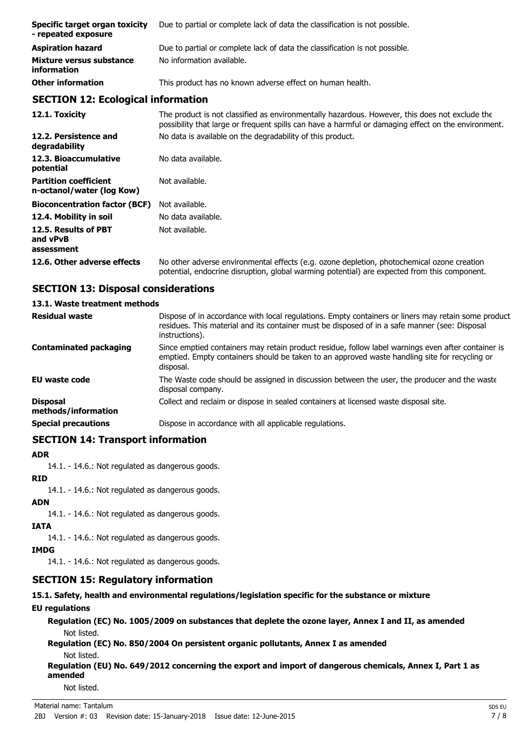| | |
|---|---|
| **Specific target organ toxicity - repeated exposure** | Due to partial or complete lack of data the classification is not possible. |
| **Aspiration hazard** | Due to partial or complete lack of data the classification is not possible. |
| **Mixture versus substance information** | No information available. |
| **Other information** | This product has no known adverse effect on human health. |

## SECTION 12: Ecological information

| | |
|---|---|
| **12.1. Toxicity** | The product is not classified as environmentally hazardous. However, this does not exclude the possibility that large or frequent spills can have a harmful or damaging effect on the environment. |
| **12.2. Persistence and degradability** | No data is available on the degradability of this product. |
| **12.3. Bioaccumulative potential** | No data available. |
| **Partition coefficient n-octanol/water (log Kow)** | Not available. |
| **Bioconcentration factor (BCF)** | Not available. |
| **12.4. Mobility in soil** | No data available. |
| **12.5. Results of PBT and vPvB assessment** | Not available. |
| **12.6. Other adverse effects** | No other adverse environmental effects (e.g. ozone depletion, photochemical ozone creation potential, endocrine disruption, global warming potential) are expected from this component. |

## SECTION 13: Disposal considerations

### 13.1. Waste treatment methods

| | |
|---|---|
| **Residual waste** | Dispose of in accordance with local regulations. Empty containers or liners may retain some product residues. This material and its container must be disposed of in a safe manner (see: Disposal instructions). |
| **Contaminated packaging** | Since emptied containers may retain product residue, follow label warnings even after container is emptied. Empty containers should be taken to an approved waste handling site for recycling or disposal. |
| **EU waste code** | The Waste code should be assigned in discussion between the user, the producer and the waste disposal company. |
| **Disposal methods/information** | Collect and reclaim or dispose in sealed containers at licensed waste disposal site. |
| **Special precautions** | Dispose in accordance with all applicable regulations. |

## SECTION 14: Transport information

**ADR**

14.1. - 14.6.: Not regulated as dangerous goods.

**RID**

14.1. - 14.6.: Not regulated as dangerous goods.

**ADN**

14.1. - 14.6.: Not regulated as dangerous goods.

**IATA**

14.1. - 14.6.: Not regulated as dangerous goods.

**IMDG**

14.1. - 14.6.: Not regulated as dangerous goods.

## SECTION 15: Regulatory information

### 15.1. Safety, health and environmental regulations/legislation specific for the substance or mixture

**EU regulations**

**Regulation (EC) No. 1005/2009 on substances that deplete the ozone layer, Annex I and II, as amended**

Not listed.

**Regulation (EC) No. 850/2004 On persistent organic pollutants, Annex I as amended**

Not listed.

**Regulation (EU) No. 649/2012 concerning the export and import of dangerous chemicals, Annex I, Part 1 as amended**

Not listed.

Material name: Tantalum

2BJ Version #: 03 Revision date: 15-January-2018 Issue date: 12-June-2015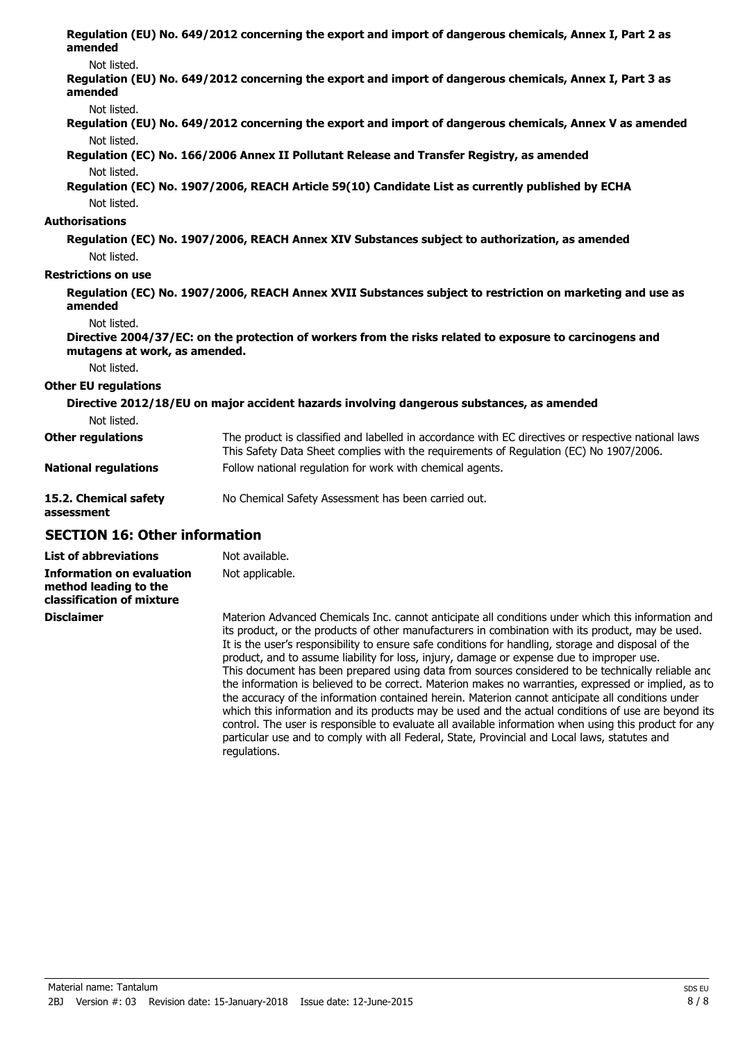**Regulation (EU) No. 649/2012 concerning the export and import of dangerous chemicals, Annex I, Part 2 as amended**

Not listed.

**Regulation (EU) No. 649/2012 concerning the export and import of dangerous chemicals, Annex I, Part 3 as amended**

Not listed.

**Regulation (EU) No. 649/2012 concerning the export and import of dangerous chemicals, Annex V as amended**

Not listed.

**Regulation (EC) No. 166/2006 Annex II Pollutant Release and Transfer Registry, as amended**

Not listed.

**Regulation (EC) No. 1907/2006, REACH Article 59(10) Candidate List as currently published by ECHA**

Not listed.

**Authorisations**

**Regulation (EC) No. 1907/2006, REACH Annex XIV Substances subject to authorization, as amended**

Not listed.

**Restrictions on use**

**Regulation (EC) No. 1907/2006, REACH Annex XVII Substances subject to restriction on marketing and use as amended**

Not listed.

**Directive 2004/37/EC: on the protection of workers from the risks related to exposure to carcinogens and mutagens at work, as amended.**

Not listed.

**Other EU regulations**

**Directive 2012/18/EU on major accident hazards involving dangerous substances, as amended**

Not listed.

**Other regulations** The product is classified and labelled in accordance with EC directives or respective national laws. This Safety Data Sheet complies with the requirements of Regulation (EC) No 1907/2006.

**National regulations** Follow national regulation for work with chemical agents.

**15.2. Chemical safety assessment** No Chemical Safety Assessment has been carried out.

## SECTION 16: Other information

**List of abbreviations** Not available.

**Information on evaluation method leading to the classification of mixture** Not applicable.

**Disclaimer** Materion Advanced Chemicals Inc. cannot anticipate all conditions under which this information and its product, or the products of other manufacturers in combination with its product, may be used. It is the user's responsibility to ensure safe conditions for handling, storage and disposal of the product, and to assume liability for loss, injury, damage or expense due to improper use. This document has been prepared using data from sources considered to be technically reliable and the information is believed to be correct. Materion makes no warranties, expressed or implied, as to the accuracy of the information contained herein. Materion cannot anticipate all conditions under which this information and its products may be used and the actual conditions of use are beyond its control. The user is responsible to evaluate all available information when using this product for any particular use and to comply with all Federal, State, Provincial and Local laws, statutes and regulations.

Material name: Tantalum

2BJ Version #: 03 Revision date: 15-January-2018 Issue date: 12-June-2015